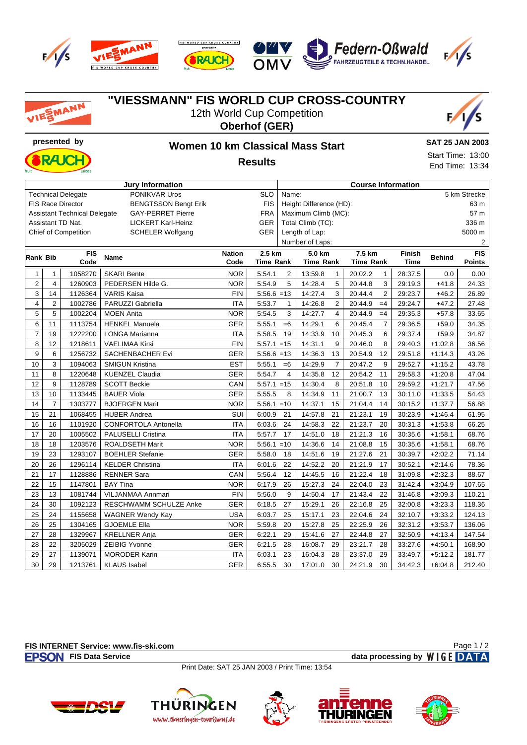# "VIESSMANN" FIS WORLD CUP CROSS-COUNTRY

12th World Cup Competition

**Oberhof (GER)**

**presented by**

## Women 10 km Classical Mass Start

### Results

**SAT 25 JAN 2003**

Start Time: 13:00

End Time: 13:34

| Jury Information | | |
|---|---|---|
| Technical Delegate | PONIKVAR Uros | SLO |
| FIS Race Director | BENGTSSON Bengt Erik | FIS |
| Assistant Technical Delegate | GAY-PERRET Pierre | FRA |
| Assistant TD Nat. | LICKERT Karl-Heinz | GER |
| Chief of Competition | SCHELER Wolfgang | GER |

| Course Information | |
|---|---|
| Name: | 5 km Strecke |
| Height Difference (HD): | 63 m |
| Maximum Climb (MC): | 57 m |
| Total Climb (TC): | 336 m |
| Length of Lap: | 5000 m |
| Number of Laps: | 2 |

| Rank | Bib | FIS Code | Name | Nation Code | 2.5 km Time | Rank | 5.0 km Time | Rank | 7.5 km Time | Rank | Finish Time | Behind | FIS Points |
|---|---|---|---|---|---|---|---|---|---|---|---|---|---|
| 1 | 1 | 1058270 | SKARI Bente | NOR | 5:54.1 | 2 | 13:59.8 | 1 | 20:02.2 | 1 | 28:37.5 | 0.0 | 0.00 |
| 2 | 4 | 1260903 | PEDERSEN Hilde G. | NOR | 5:54.9 | 5 | 14:28.4 | 5 | 20:44.8 | 3 | 29:19.3 | +41.8 | 24.33 |
| 3 | 14 | 1126364 | VARIS Kaisa | FIN | 5:56.6 | =13 | 14:27.4 | 3 | 20:44.4 | 2 | 29:23.7 | +46.2 | 26.89 |
| 4 | 2 | 1002786 | PARUZZI Gabriella | ITA | 5:53.7 | 1 | 14:26.8 | 2 | 20:44.9 | =4 | 29:24.7 | +47.2 | 27.48 |
| 5 | 5 | 1002204 | MOEN Anita | NOR | 5:54.5 | 3 | 14:27.7 | 4 | 20:44.9 | =4 | 29:35.3 | +57.8 | 33.65 |
| 6 | 11 | 1113754 | HENKEL Manuela | GER | 5:55.1 | =6 | 14:29.1 | 6 | 20:45.4 | 7 | 29:36.5 | +59.0 | 34.35 |
| 7 | 19 | 1222200 | LONGA Marianna | ITA | 5:58.5 | 19 | 14:33.9 | 10 | 20:45.3 | 6 | 29:37.4 | +59.9 | 34.87 |
| 8 | 12 | 1218611 | VAELIMAA Kirsi | FIN | 5:57.1 | =15 | 14:31.1 | 9 | 20:46.0 | 8 | 29:40.3 | +1:02.8 | 36.56 |
| 9 | 6 | 1256732 | SACHENBACHER Evi | GER | 5:56.6 | =13 | 14:36.3 | 13 | 20:54.9 | 12 | 29:51.8 | +1:14.3 | 43.26 |
| 10 | 3 | 1094063 | SMIGUN Kristina | EST | 5:55.1 | =6 | 14:29.9 | 7 | 20:47.2 | 9 | 29:52.7 | +1:15.2 | 43.78 |
| 11 | 8 | 1220648 | KUENZEL Claudia | GER | 5:54.7 | 4 | 14:35.8 | 12 | 20:54.2 | 11 | 29:58.3 | +1:20.8 | 47.04 |
| 12 | 9 | 1128789 | SCOTT Beckie | CAN | 5:57.1 | =15 | 14:30.4 | 8 | 20:51.8 | 10 | 29:59.2 | +1:21.7 | 47.56 |
| 13 | 10 | 1133445 | BAUER Viola | GER | 5:55.5 | 8 | 14:34.9 | 11 | 21:00.7 | 13 | 30:11.0 | +1:33.5 | 54.43 |
| 14 | 7 | 1303777 | BJOERGEN Marit | NOR | 5:56.1 | =10 | 14:37.1 | 15 | 21:04.4 | 14 | 30:15.2 | +1:37.7 | 56.88 |
| 15 | 21 | 1068455 | HUBER Andrea | SUI | 6:00.9 | 21 | 14:57.8 | 21 | 21:23.1 | 19 | 30:23.9 | +1:46.4 | 61.95 |
| 16 | 16 | 1101920 | CONFORTOLA Antonella | ITA | 6:03.6 | 24 | 14:58.3 | 22 | 21:23.7 | 20 | 30:31.3 | +1:53.8 | 66.25 |
| 17 | 20 | 1005502 | PALUSELLI Cristina | ITA | 5:57.7 | 17 | 14:51.0 | 18 | 21:21.3 | 16 | 30:35.6 | +1:58.1 | 68.76 |
| 18 | 18 | 1203576 | ROALDSETH Marit | NOR | 5:56.1 | =10 | 14:36.6 | 14 | 21:08.8 | 15 | 30:35.6 | +1:58.1 | 68.76 |
| 19 | 23 | 1293107 | BOEHLER Stefanie | GER | 5:58.0 | 18 | 14:51.6 | 19 | 21:27.6 | 21 | 30:39.7 | +2:02.2 | 71.14 |
| 20 | 26 | 1296114 | KELDER Christina | ITA | 6:01.6 | 22 | 14:52.2 | 20 | 21:21.9 | 17 | 30:52.1 | +2:14.6 | 78.36 |
| 21 | 17 | 1128886 | RENNER Sara | CAN | 5:56.4 | 12 | 14:45.5 | 16 | 21:22.4 | 18 | 31:09.8 | +2:32.3 | 88.67 |
| 22 | 15 | 1147801 | BAY Tina | NOR | 6:17.9 | 26 | 15:27.3 | 24 | 22:04.0 | 23 | 31:42.4 | +3:04.9 | 107.65 |
| 23 | 13 | 1081744 | VILJANMAA Annmari | FIN | 5:56.0 | 9 | 14:50.4 | 17 | 21:43.4 | 22 | 31:46.8 | +3:09.3 | 110.21 |
| 24 | 30 | 1092123 | RESCHWAMM SCHULZE Anke | GER | 6:18.5 | 27 | 15:29.1 | 26 | 22:16.8 | 25 | 32:00.8 | +3:23.3 | 118.36 |
| 25 | 24 | 1155658 | WAGNER Wendy Kay | USA | 6:03.7 | 25 | 15:17.1 | 23 | 22:04.6 | 24 | 32:10.7 | +3:33.2 | 124.13 |
| 26 | 25 | 1304165 | GJOEMLE Ella | NOR | 5:59.8 | 20 | 15:27.8 | 25 | 22:25.9 | 26 | 32:31.2 | +3:53.7 | 136.06 |
| 27 | 28 | 1329967 | KRELLNER Anja | GER | 6:22.1 | 29 | 15:41.6 | 27 | 22:44.8 | 27 | 32:50.9 | +4:13.4 | 147.54 |
| 28 | 22 | 3205029 | ZEIBIG Yvonne | GER | 6:21.5 | 28 | 16:08.7 | 29 | 23:21.7 | 28 | 33:27.6 | +4:50.1 | 168.90 |
| 29 | 27 | 1139071 | MORODER Karin | ITA | 6:03.1 | 23 | 16:04.3 | 28 | 23:37.0 | 29 | 33:49.7 | +5:12.2 | 181.77 |
| 30 | 29 | 1213761 | KLAUS Isabel | GER | 6:55.5 | 30 | 17:01.0 | 30 | 24:21.9 | 30 | 34:42.3 | +6:04.8 | 212.40 |

**FIS INTERNET Service: www.fis-ski.com**

**FIS Data Service** **data processing by WIGE DATA**

Print Date: SAT 25 JAN 2003 / Print Time: 13:54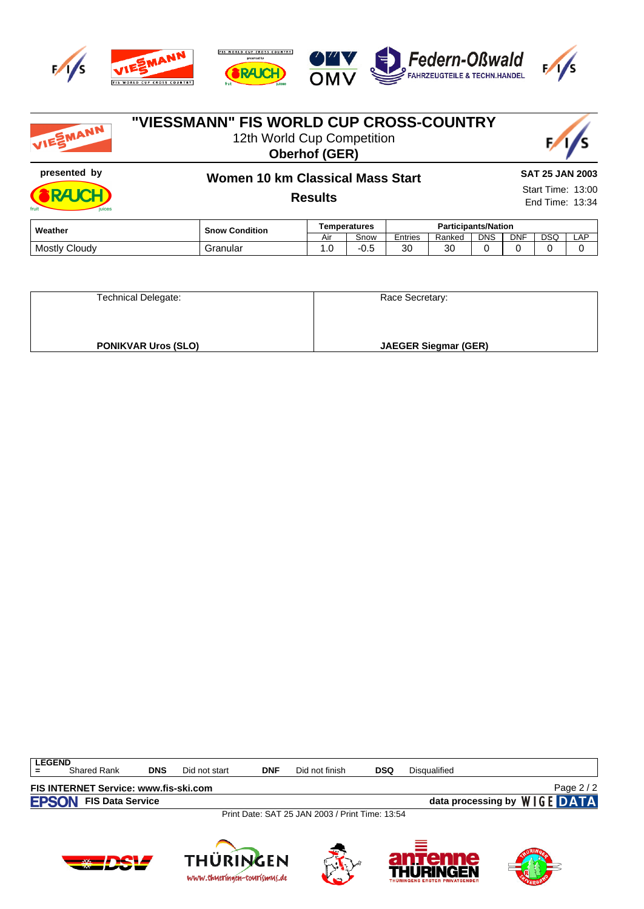# "VIESSMANN" FIS WORLD CUP CROSS-COUNTRY

12th World Cup Competition

**Oberhof (GER)**

**presented by**

## Women 10 km Classical Mass Start

**Results**

**SAT 25 JAN 2003**

Start Time: 13:00

End Time: 13:34

| Weather | Snow Condition | Temperatures | | Participants/Nation | | | | | |
|---|---|---|---|---|---|---|---|---|---|
| | | Air | Snow | Entries | Ranked | DNS | DNF | DSQ | LAP |
| Mostly Cloudy | Granular | 1.0 | -0.5 | 30 | 30 | 0 | 0 | 0 | 0 |

| Technical Delegate: | Race Secretary: |
|---|---|
| **PONIKVAR Uros (SLO)** | **JAEGER Siegmar (GER)** |

**LEGEND**

| | | | | | | | |
|---|---|---|---|---|---|---|---|
| = | Shared Rank | **DNS** | Did not start | **DNF** | Did not finish | **DSQ** | Disqualified |

**FIS INTERNET Service: www.fis-ski.com**

**EPSON FIS Data Service**

**data processing by WIGE DATA**

Print Date: SAT 25 JAN 2003 / Print Time: 13:54